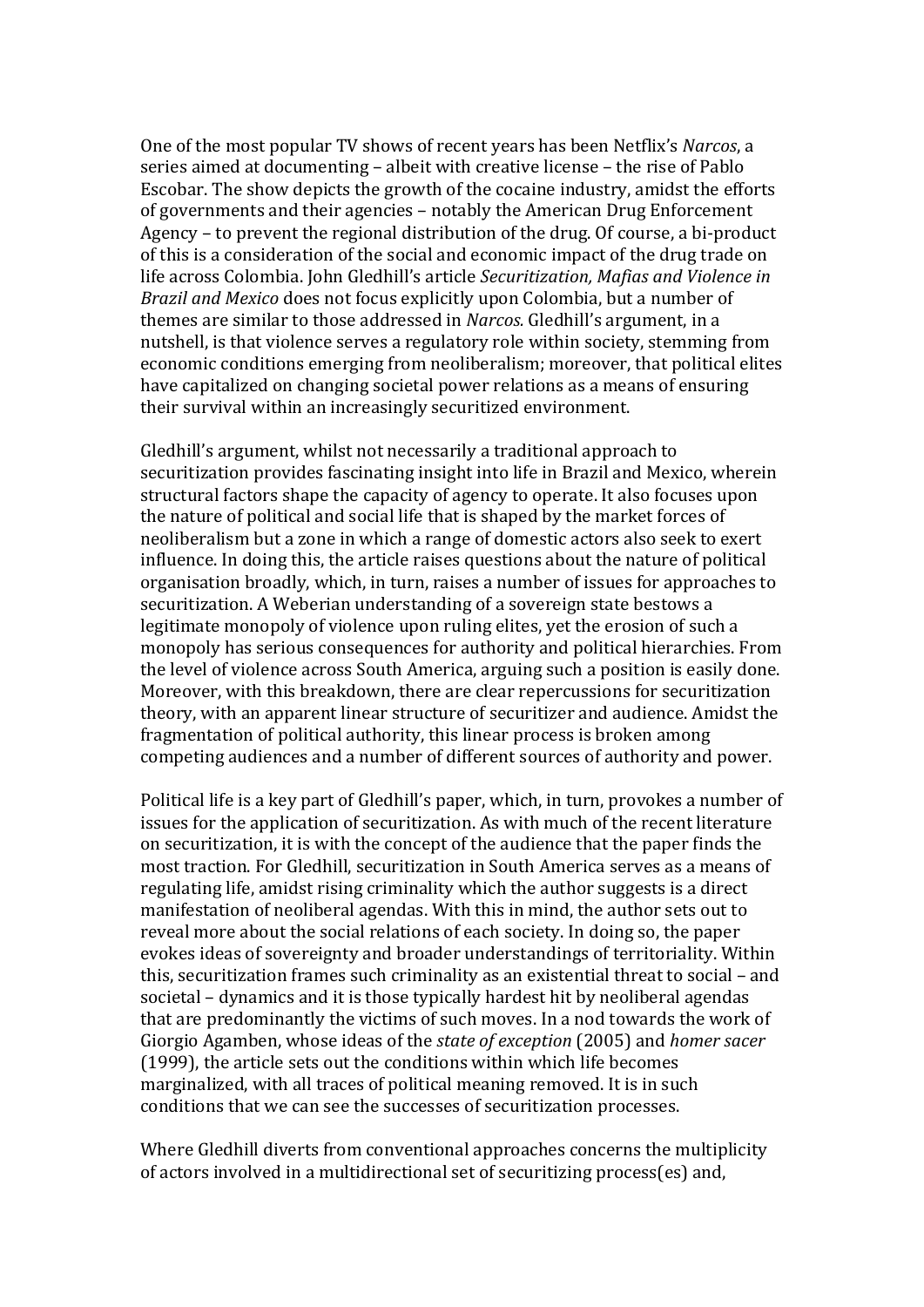One of the most popular TV shows of recent years has been Netflix's *Narcos*, a series aimed at documenting – albeit with creative license – the rise of Pablo Escobar. The show depicts the growth of the cocaine industry, amidst the efforts of governments and their agencies – notably the American Drug Enforcement Agency – to prevent the regional distribution of the drug. Of course, a bi-product of this is a consideration of the social and economic impact of the drug trade on life across Colombia. John Gledhill's article *Securitization, Mafias and Violence in Brazil and Mexico* does not focus explicitly upon Colombia, but a number of themes are similar to those addressed in *Narcos.* Gledhill's argument, in a nutshell, is that violence serves a regulatory role within society, stemming from economic conditions emerging from neoliberalism; moreover, that political elites have capitalized on changing societal power relations as a means of ensuring their survival within an increasingly securitized environment.

Gledhill's argument, whilst not necessarily a traditional approach to securitization provides fascinating insight into life in Brazil and Mexico, wherein structural factors shape the capacity of agency to operate. It also focuses upon the nature of political and social life that is shaped by the market forces of neoliberalism but a zone in which a range of domestic actors also seek to exert influence. In doing this, the article raises questions about the nature of political organisation broadly, which, in turn, raises a number of issues for approaches to securitization. A Weberian understanding of a sovereign state bestows a legitimate monopoly of violence upon ruling elites, yet the erosion of such a monopoly has serious consequences for authority and political hierarchies. From the level of violence across South America, arguing such a position is easily done. Moreover, with this breakdown, there are clear repercussions for securitization theory, with an apparent linear structure of securitizer and audience. Amidst the fragmentation of political authority, this linear process is broken among competing audiences and a number of different sources of authority and power.

Political life is a key part of Gledhill's paper, which, in turn, provokes a number of issues for the application of securitization. As with much of the recent literature on securitization, it is with the concept of the audience that the paper finds the most traction. For Gledhill, securitization in South America serves as a means of regulating life, amidst rising criminality which the author suggests is a direct manifestation of neoliberal agendas. With this in mind, the author sets out to reveal more about the social relations of each society. In doing so, the paper evokes ideas of sovereignty and broader understandings of territoriality. Within this, securitization frames such criminality as an existential threat to social – and societal – dynamics and it is those typically hardest hit by neoliberal agendas that are predominantly the victims of such moves. In a nod towards the work of Giorgio Agamben, whose ideas of the *state of exception* (2005) and *homer sacer* (1999), the article sets out the conditions within which life becomes marginalized, with all traces of political meaning removed. It is in such conditions that we can see the successes of securitization processes.

Where Gledhill diverts from conventional approaches concerns the multiplicity of actors involved in a multidirectional set of securitizing process(es) and,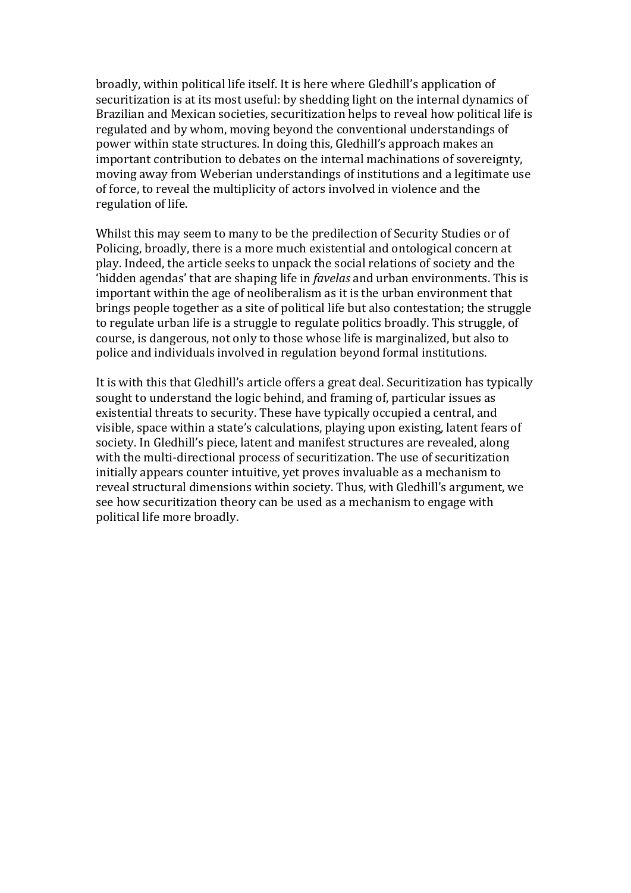broadly, within political life itself. It is here where Gledhill's application of securitization is at its most useful: by shedding light on the internal dynamics of Brazilian and Mexican societies, securitization helps to reveal how political life is regulated and by whom, moving beyond the conventional understandings of power within state structures. In doing this, Gledhill's approach makes an important contribution to debates on the internal machinations of sovereignty, moving away from Weberian understandings of institutions and a legitimate use of force, to reveal the multiplicity of actors involved in violence and the regulation of life.

Whilst this may seem to many to be the predilection of Security Studies or of Policing, broadly, there is a more much existential and ontological concern at play. Indeed, the article seeks to unpack the social relations of society and the 'hidden agendas' that are shaping life in *favelas* and urban environments. This is important within the age of neoliberalism as it is the urban environment that brings people together as a site of political life but also contestation; the struggle to regulate urban life is a struggle to regulate politics broadly. This struggle, of course, is dangerous, not only to those whose life is marginalized, but also to police and individuals involved in regulation beyond formal institutions.

It is with this that Gledhill's article offers a great deal. Securitization has typically sought to understand the logic behind, and framing of, particular issues as existential threats to security. These have typically occupied a central, and visible, space within a state's calculations, playing upon existing, latent fears of society. In Gledhill's piece, latent and manifest structures are revealed, along with the multi-directional process of securitization. The use of securitization initially appears counter intuitive, yet proves invaluable as a mechanism to reveal structural dimensions within society. Thus, with Gledhill's argument, we see how securitization theory can be used as a mechanism to engage with political life more broadly.